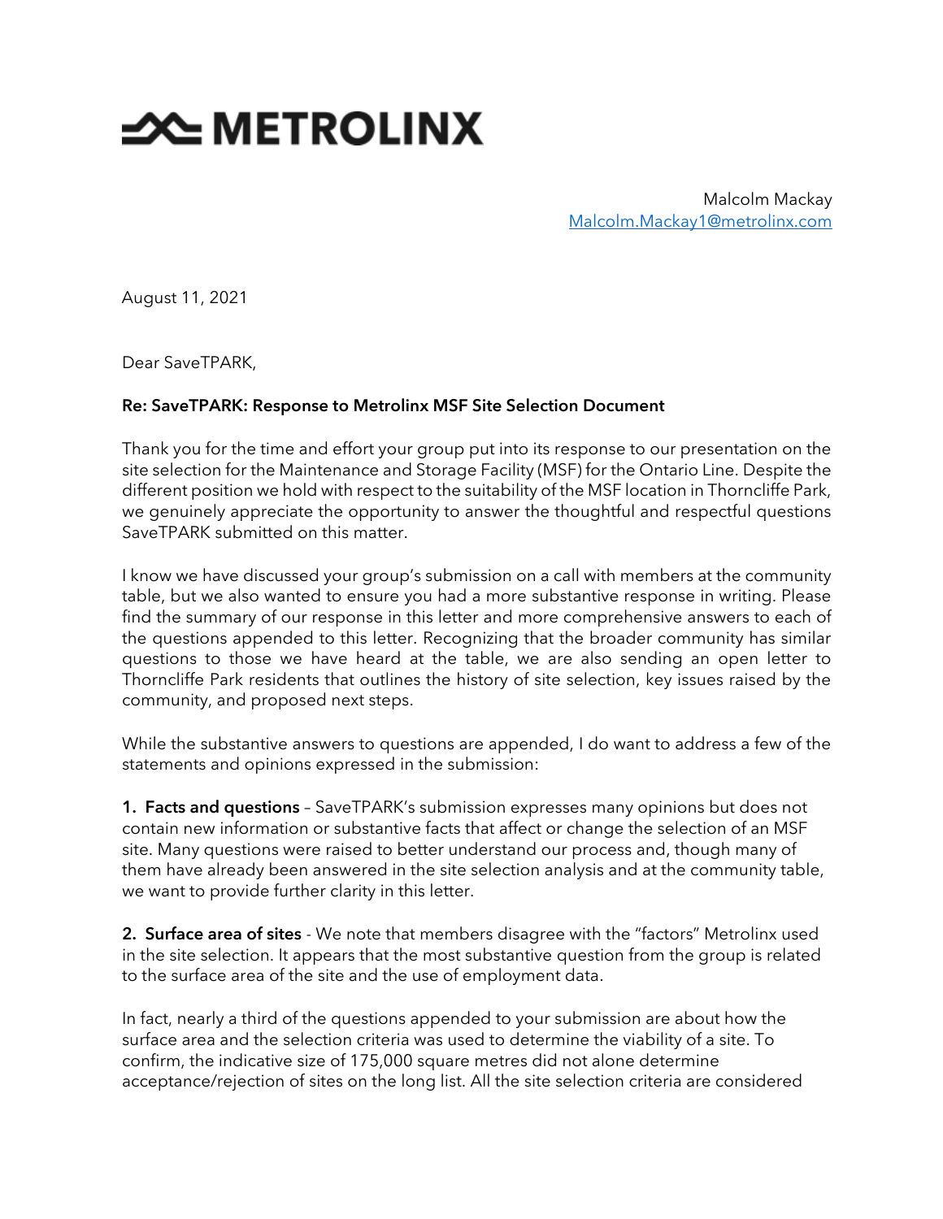# METROLINX

Malcolm Mackay
Malcolm.Mackay1@metrolinx.com

August 11, 2021

Dear SaveTPARK,

**Re: SaveTPARK: Response to Metrolinx MSF Site Selection Document**

Thank you for the time and effort your group put into its response to our presentation on the site selection for the Maintenance and Storage Facility (MSF) for the Ontario Line. Despite the different position we hold with respect to the suitability of the MSF location in Thorncliffe Park, we genuinely appreciate the opportunity to answer the thoughtful and respectful questions SaveTPARK submitted on this matter.

I know we have discussed your group's submission on a call with members at the community table, but we also wanted to ensure you had a more substantive response in writing. Please find the summary of our response in this letter and more comprehensive answers to each of the questions appended to this letter. Recognizing that the broader community has similar questions to those we have heard at the table, we are also sending an open letter to Thorncliffe Park residents that outlines the history of site selection, key issues raised by the community, and proposed next steps.

While the substantive answers to questions are appended, I do want to address a few of the statements and opinions expressed in the submission:

**1. Facts and questions** – SaveTPARK's submission expresses many opinions but does not contain new information or substantive facts that affect or change the selection of an MSF site. Many questions were raised to better understand our process and, though many of them have already been answered in the site selection analysis and at the community table, we want to provide further clarity in this letter.

**2. Surface area of sites** - We note that members disagree with the "factors" Metrolinx used in the site selection. It appears that the most substantive question from the group is related to the surface area of the site and the use of employment data.

In fact, nearly a third of the questions appended to your submission are about how the surface area and the selection criteria was used to determine the viability of a site. To confirm, the indicative size of 175,000 square metres did not alone determine acceptance/rejection of sites on the long list. All the site selection criteria are considered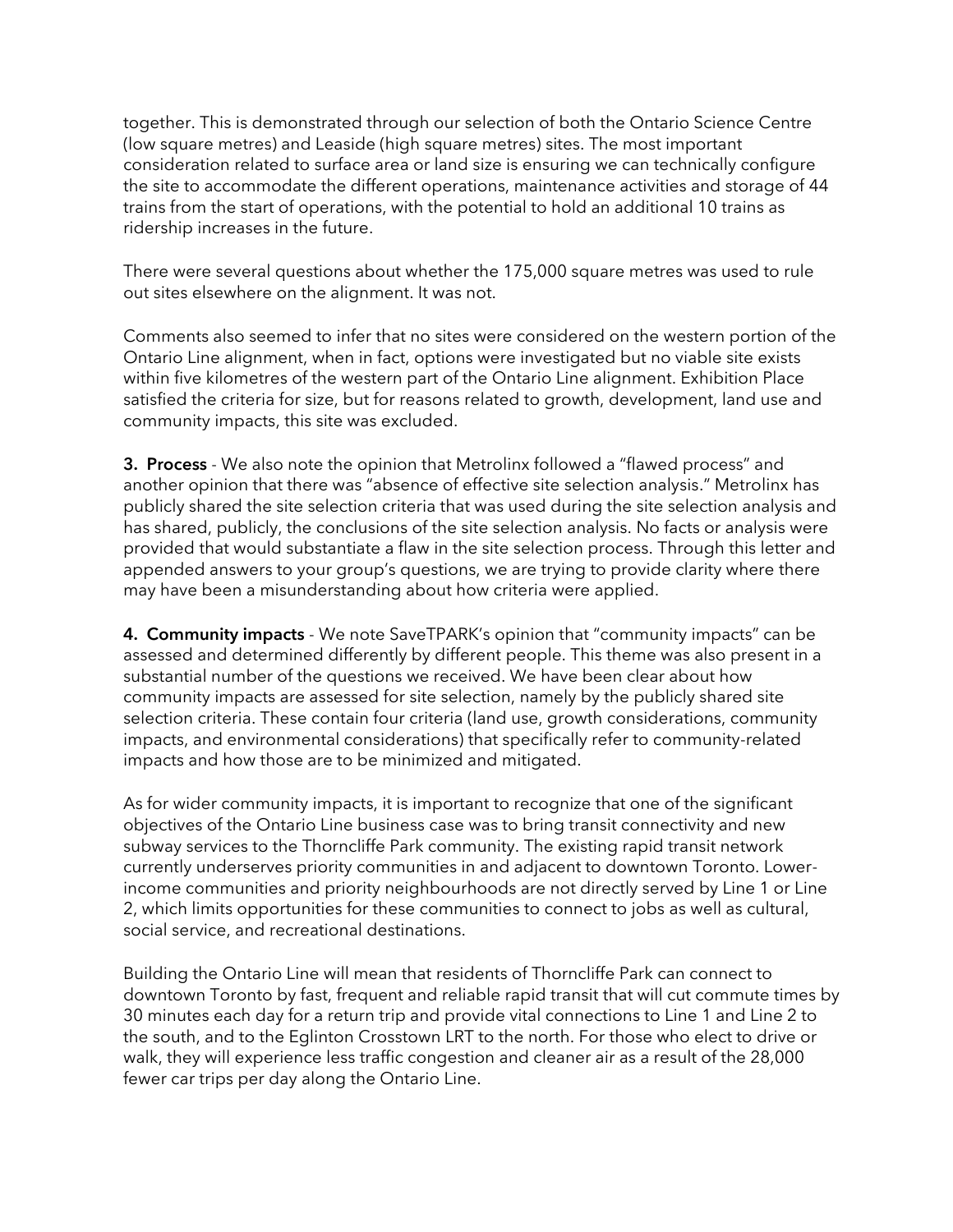together. This is demonstrated through our selection of both the Ontario Science Centre (low square metres) and Leaside (high square metres) sites. The most important consideration related to surface area or land size is ensuring we can technically configure the site to accommodate the different operations, maintenance activities and storage of 44 trains from the start of operations, with the potential to hold an additional 10 trains as ridership increases in the future.

There were several questions about whether the 175,000 square metres was used to rule out sites elsewhere on the alignment. It was not.

Comments also seemed to infer that no sites were considered on the western portion of the Ontario Line alignment, when in fact, options were investigated but no viable site exists within five kilometres of the western part of the Ontario Line alignment. Exhibition Place satisfied the criteria for size, but for reasons related to growth, development, land use and community impacts, this site was excluded.

**3. Process** - We also note the opinion that Metrolinx followed a "flawed process" and another opinion that there was "absence of effective site selection analysis." Metrolinx has publicly shared the site selection criteria that was used during the site selection analysis and has shared, publicly, the conclusions of the site selection analysis. No facts or analysis were provided that would substantiate a flaw in the site selection process. Through this letter and appended answers to your group's questions, we are trying to provide clarity where there may have been a misunderstanding about how criteria were applied.

**4. Community impacts** - We note SaveTPARK's opinion that "community impacts" can be assessed and determined differently by different people. This theme was also present in a substantial number of the questions we received. We have been clear about how community impacts are assessed for site selection, namely by the publicly shared site selection criteria. These contain four criteria (land use, growth considerations, community impacts, and environmental considerations) that specifically refer to community-related impacts and how those are to be minimized and mitigated.

As for wider community impacts, it is important to recognize that one of the significant objectives of the Ontario Line business case was to bring transit connectivity and new subway services to the Thorncliffe Park community. The existing rapid transit network currently underserves priority communities in and adjacent to downtown Toronto. Lower-income communities and priority neighbourhoods are not directly served by Line 1 or Line 2, which limits opportunities for these communities to connect to jobs as well as cultural, social service, and recreational destinations.

Building the Ontario Line will mean that residents of Thorncliffe Park can connect to downtown Toronto by fast, frequent and reliable rapid transit that will cut commute times by 30 minutes each day for a return trip and provide vital connections to Line 1 and Line 2 to the south, and to the Eglinton Crosstown LRT to the north. For those who elect to drive or walk, they will experience less traffic congestion and cleaner air as a result of the 28,000 fewer car trips per day along the Ontario Line.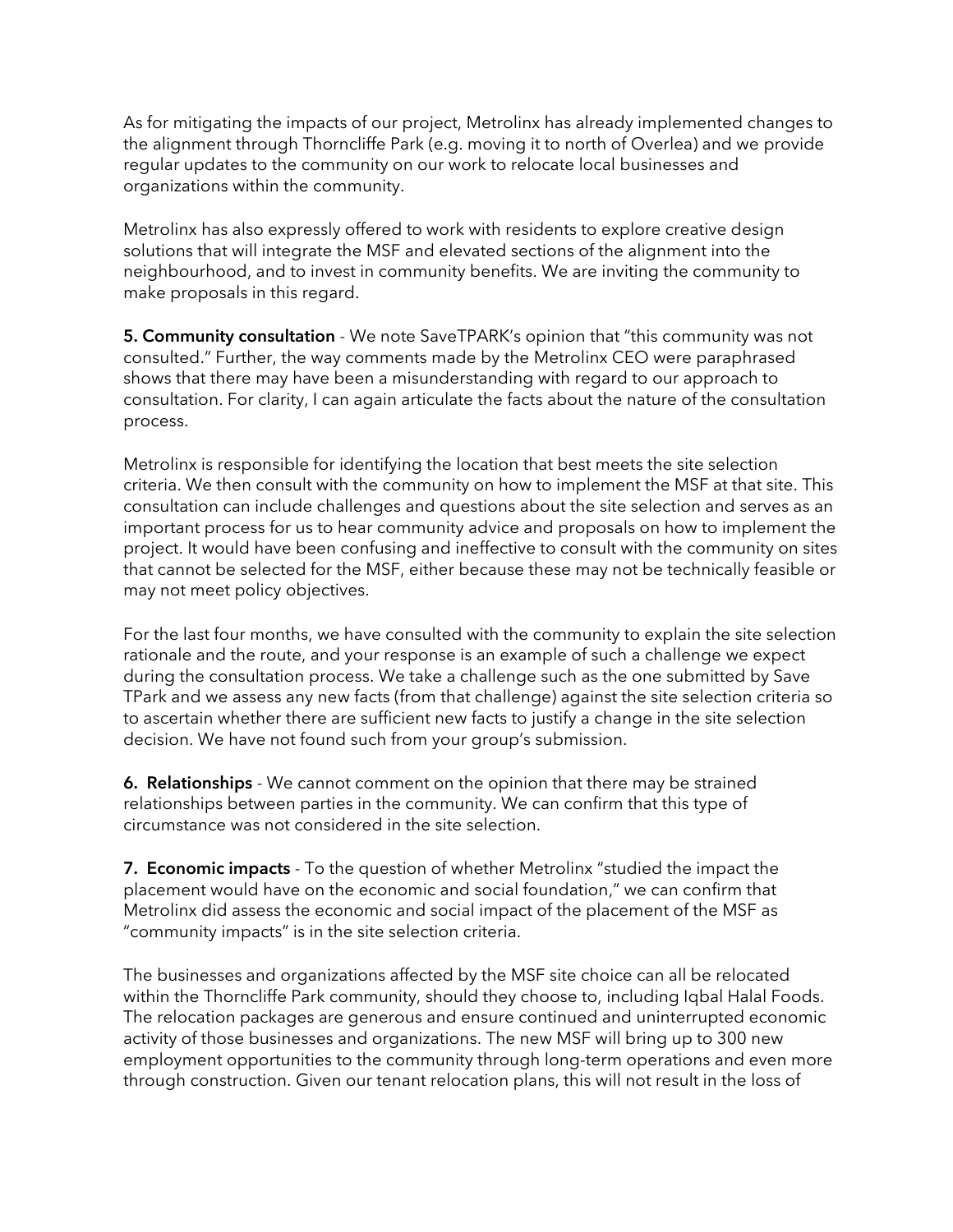As for mitigating the impacts of our project, Metrolinx has already implemented changes to the alignment through Thorncliffe Park (e.g. moving it to north of Overlea) and we provide regular updates to the community on our work to relocate local businesses and organizations within the community.

Metrolinx has also expressly offered to work with residents to explore creative design solutions that will integrate the MSF and elevated sections of the alignment into the neighbourhood, and to invest in community benefits. We are inviting the community to make proposals in this regard.

**5. Community consultation** - We note SaveTPARK's opinion that "this community was not consulted." Further, the way comments made by the Metrolinx CEO were paraphrased shows that there may have been a misunderstanding with regard to our approach to consultation. For clarity, I can again articulate the facts about the nature of the consultation process.

Metrolinx is responsible for identifying the location that best meets the site selection criteria. We then consult with the community on how to implement the MSF at that site. This consultation can include challenges and questions about the site selection and serves as an important process for us to hear community advice and proposals on how to implement the project. It would have been confusing and ineffective to consult with the community on sites that cannot be selected for the MSF, either because these may not be technically feasible or may not meet policy objectives.

For the last four months, we have consulted with the community to explain the site selection rationale and the route, and your response is an example of such a challenge we expect during the consultation process. We take a challenge such as the one submitted by Save TPark and we assess any new facts (from that challenge) against the site selection criteria so to ascertain whether there are sufficient new facts to justify a change in the site selection decision. We have not found such from your group's submission.

**6. Relationships** - We cannot comment on the opinion that there may be strained relationships between parties in the community. We can confirm that this type of circumstance was not considered in the site selection.

**7. Economic impacts** - To the question of whether Metrolinx "studied the impact the placement would have on the economic and social foundation," we can confirm that Metrolinx did assess the economic and social impact of the placement of the MSF as "community impacts" is in the site selection criteria.

The businesses and organizations affected by the MSF site choice can all be relocated within the Thorncliffe Park community, should they choose to, including Iqbal Halal Foods. The relocation packages are generous and ensure continued and uninterrupted economic activity of those businesses and organizations. The new MSF will bring up to 300 new employment opportunities to the community through long-term operations and even more through construction. Given our tenant relocation plans, this will not result in the loss of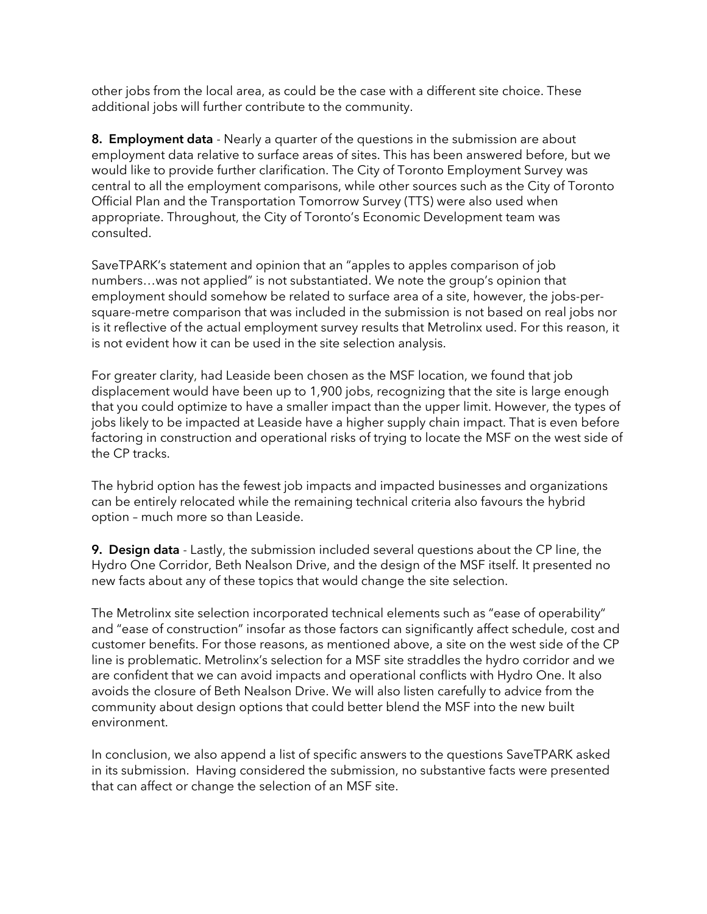other jobs from the local area, as could be the case with a different site choice. These additional jobs will further contribute to the community.

**8. Employment data** - Nearly a quarter of the questions in the submission are about employment data relative to surface areas of sites. This has been answered before, but we would like to provide further clarification. The City of Toronto Employment Survey was central to all the employment comparisons, while other sources such as the City of Toronto Official Plan and the Transportation Tomorrow Survey (TTS) were also used when appropriate. Throughout, the City of Toronto's Economic Development team was consulted.

SaveTPARK's statement and opinion that an "apples to apples comparison of job numbers…was not applied" is not substantiated. We note the group's opinion that employment should somehow be related to surface area of a site, however, the jobs-per-square-metre comparison that was included in the submission is not based on real jobs nor is it reflective of the actual employment survey results that Metrolinx used. For this reason, it is not evident how it can be used in the site selection analysis.

For greater clarity, had Leaside been chosen as the MSF location, we found that job displacement would have been up to 1,900 jobs, recognizing that the site is large enough that you could optimize to have a smaller impact than the upper limit. However, the types of jobs likely to be impacted at Leaside have a higher supply chain impact. That is even before factoring in construction and operational risks of trying to locate the MSF on the west side of the CP tracks.

The hybrid option has the fewest job impacts and impacted businesses and organizations can be entirely relocated while the remaining technical criteria also favours the hybrid option – much more so than Leaside.

**9. Design data** - Lastly, the submission included several questions about the CP line, the Hydro One Corridor, Beth Nealson Drive, and the design of the MSF itself. It presented no new facts about any of these topics that would change the site selection.

The Metrolinx site selection incorporated technical elements such as "ease of operability" and "ease of construction" insofar as those factors can significantly affect schedule, cost and customer benefits. For those reasons, as mentioned above, a site on the west side of the CP line is problematic. Metrolinx's selection for a MSF site straddles the hydro corridor and we are confident that we can avoid impacts and operational conflicts with Hydro One. It also avoids the closure of Beth Nealson Drive. We will also listen carefully to advice from the community about design options that could better blend the MSF into the new built environment.

In conclusion, we also append a list of specific answers to the questions SaveTPARK asked in its submission. Having considered the submission, no substantive facts were presented that can affect or change the selection of an MSF site.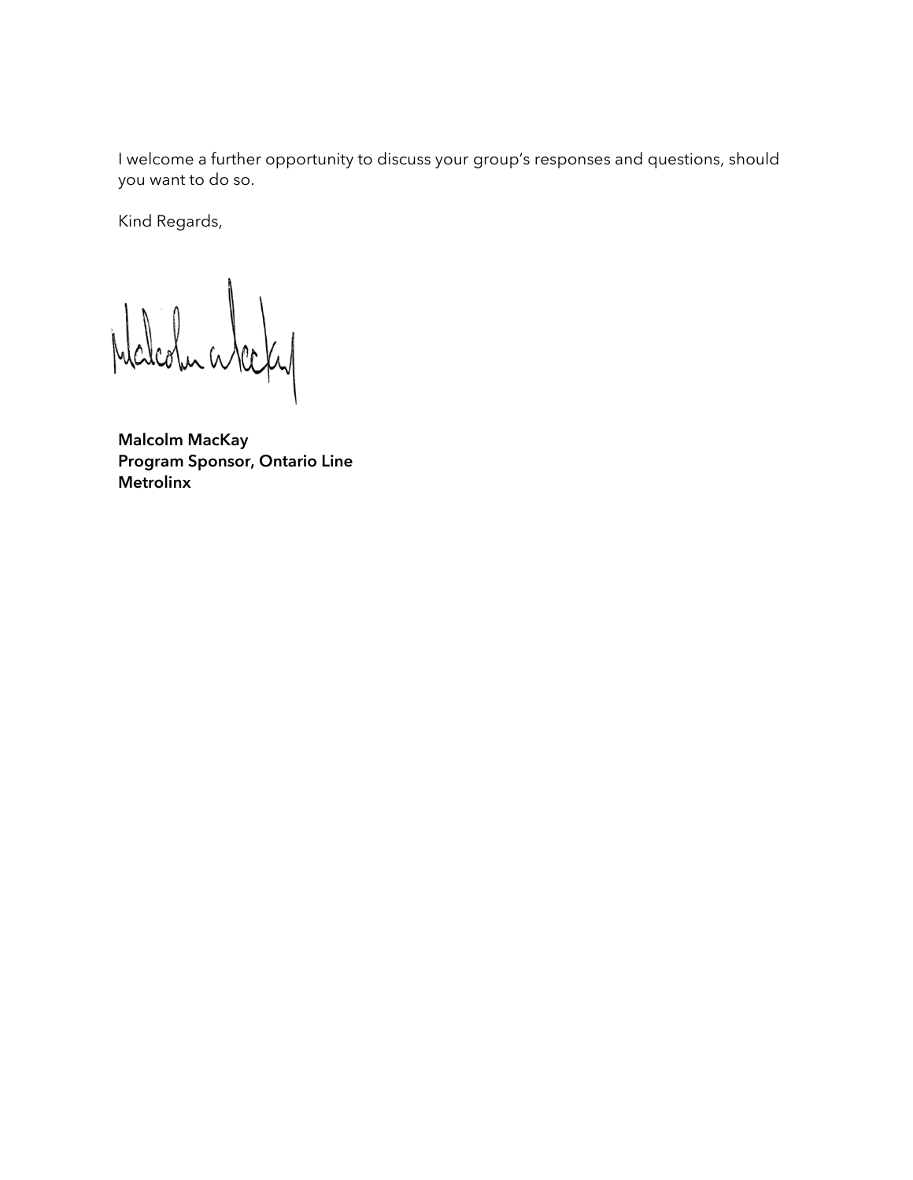I welcome a further opportunity to discuss your group's responses and questions, should you want to do so.

Kind Regards,

**Malcolm MacKay**
**Program Sponsor, Ontario Line**
**Metrolinx**